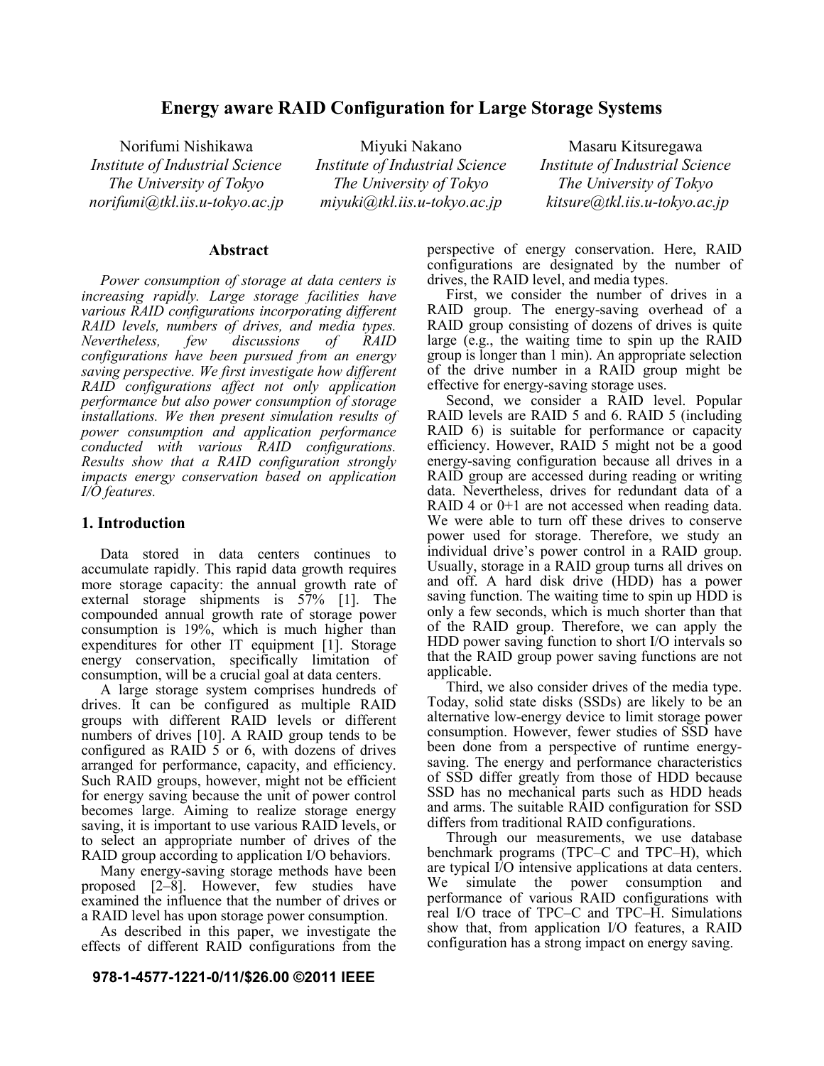# Energy aware RAID Configuration for Large Storage Systems

Norifumi Nishikawa
*Institute of Industrial Science*
*The University of Tokyo*
*norifumi@tkl.iis.u-tokyo.ac.jp*

Miyuki Nakano
*Institute of Industrial Science*
*The University of Tokyo*
*miyuki@tkl.iis.u-tokyo.ac.jp*

Masaru Kitsuregawa
*Institute of Industrial Science*
*The University of Tokyo*
*kitsure@tkl.iis.u-tokyo.ac.jp*

## Abstract

*Power consumption of storage at data centers is increasing rapidly. Large storage facilities have various RAID configurations incorporating different RAID levels, numbers of drives, and media types. Nevertheless, few discussions of RAID configurations have been pursued from an energy saving perspective. We first investigate how different RAID configurations affect not only application performance but also power consumption of storage installations. We then present simulation results of power consumption and application performance conducted with various RAID configurations. Results show that a RAID configuration strongly impacts energy conservation based on application I/O features.*

## 1. Introduction

Data stored in data centers continues to accumulate rapidly. This rapid data growth requires more storage capacity: the annual growth rate of external storage shipments is 57% [1]. The compounded annual growth rate of storage power consumption is 19%, which is much higher than expenditures for other IT equipment [1]. Storage energy conservation, specifically limitation of consumption, will be a crucial goal at data centers.

A large storage system comprises hundreds of drives. It can be configured as multiple RAID groups with different RAID levels or different numbers of drives [10]. A RAID group tends to be configured as RAID 5 or 6, with dozens of drives arranged for performance, capacity, and efficiency. Such RAID groups, however, might not be efficient for energy saving because the unit of power control becomes large. Aiming to realize storage energy saving, it is important to use various RAID levels, or to select an appropriate number of drives of the RAID group according to application I/O behaviors.

Many energy-saving storage methods have been proposed [2–8]. However, few studies have examined the influence that the number of drives or a RAID level has upon storage power consumption.

As described in this paper, we investigate the effects of different RAID configurations from the perspective of energy conservation. Here, RAID configurations are designated by the number of drives, the RAID level, and media types.

First, we consider the number of drives in a RAID group. The energy-saving overhead of a RAID group consisting of dozens of drives is quite large (e.g., the waiting time to spin up the RAID group is longer than 1 min). An appropriate selection of the drive number in a RAID group might be effective for energy-saving storage uses.

Second, we consider a RAID level. Popular RAID levels are RAID 5 and 6. RAID 5 (including RAID 6) is suitable for performance or capacity efficiency. However, RAID 5 might not be a good energy-saving configuration because all drives in a RAID group are accessed during reading or writing data. Nevertheless, drives for redundant data of a RAID 4 or 0+1 are not accessed when reading data. We were able to turn off these drives to conserve power used for storage. Therefore, we study an individual drive's power control in a RAID group. Usually, storage in a RAID group turns all drives on and off. A hard disk drive (HDD) has a power saving function. The waiting time to spin up HDD is only a few seconds, which is much shorter than that of the RAID group. Therefore, we can apply the HDD power saving function to short I/O intervals so that the RAID group power saving functions are not applicable.

Third, we also consider drives of the media type. Today, solid state disks (SSDs) are likely to be an alternative low-energy device to limit storage power consumption. However, fewer studies of SSD have been done from a perspective of runtime energy-saving. The energy and performance characteristics of SSD differ greatly from those of HDD because SSD has no mechanical parts such as HDD heads and arms. The suitable RAID configuration for SSD differs from traditional RAID configurations.

Through our measurements, we use database benchmark programs (TPC–C and TPC–H), which are typical I/O intensive applications at data centers. We simulate the power consumption and performance of various RAID configurations with real I/O trace of TPC–C and TPC–H. Simulations show that, from application I/O features, a RAID configuration has a strong impact on energy saving.

**978-1-4577-1221-0/11/$26.00 ©2011 IEEE**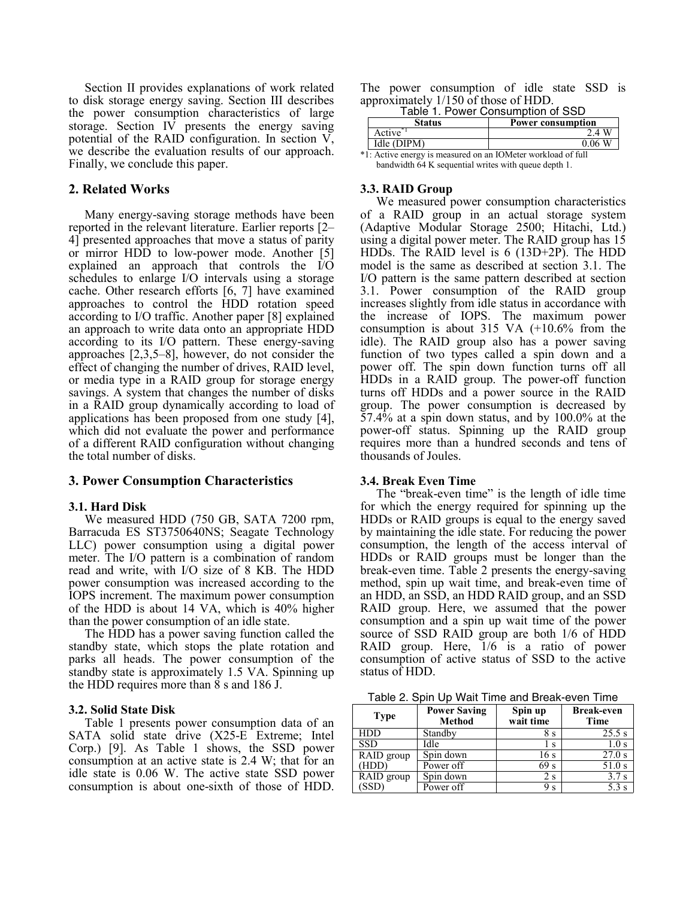Section II provides explanations of work related to disk storage energy saving. Section III describes the power consumption characteristics of large storage. Section IV presents the energy saving potential of the RAID configuration. In section V, we describe the evaluation results of our approach. Finally, we conclude this paper.

## 2. Related Works

Many energy-saving storage methods have been reported in the relevant literature. Earlier reports [2–4] presented approaches that move a status of parity or mirror HDD to low-power mode. Another [5] explained an approach that controls the I/O schedules to enlarge I/O intervals using a storage cache. Other research efforts [6, 7] have examined approaches to control the HDD rotation speed according to I/O traffic. Another paper [8] explained an approach to write data onto an appropriate HDD according to its I/O pattern. These energy-saving approaches [2,3,5–8], however, do not consider the effect of changing the number of drives, RAID level, or media type in a RAID group for storage energy savings. A system that changes the number of disks in a RAID group dynamically according to load of applications has been proposed from one study [4], which did not evaluate the power and performance of a different RAID configuration without changing the total number of disks.

## 3. Power Consumption Characteristics

### 3.1. Hard Disk

We measured HDD (750 GB, SATA 7200 rpm, Barracuda ES ST3750640NS; Seagate Technology LLC) power consumption using a digital power meter. The I/O pattern is a combination of random read and write, with I/O size of 8 KB. The HDD power consumption was increased according to the IOPS increment. The maximum power consumption of the HDD is about 14 VA, which is 40% higher than the power consumption of an idle state.

The HDD has a power saving function called the standby state, which stops the plate rotation and parks all heads. The power consumption of the standby state is approximately 1.5 VA. Spinning up the HDD requires more than 8 s and 186 J.

### 3.2. Solid State Disk

Table 1 presents power consumption data of an SATA solid state drive (X25-E Extreme; Intel Corp.) [9]. As Table 1 shows, the SSD power consumption at an active state is 2.4 W; that for an idle state is 0.06 W. The active state SSD power consumption is about one-sixth of those of HDD. The power consumption of idle state SSD is approximately 1/150 of those of HDD.

Table 1. Power Consumption of SSD

| Status | Power consumption |
|---|---|
| Active*1 | 2.4 W |
| Idle (DIPM) | 0.06 W |

*1: Active energy is measured on an IOMeter workload of full bandwidth 64 K sequential writes with queue depth 1.

### 3.3. RAID Group

We measured power consumption characteristics of a RAID group in an actual storage system (Adaptive Modular Storage 2500; Hitachi, Ltd.) using a digital power meter. The RAID group has 15 HDDs. The RAID level is 6 (13D+2P). The HDD model is the same as described at section 3.1. The I/O pattern is the same pattern described at section 3.1. Power consumption of the RAID group increases slightly from idle status in accordance with the increase of IOPS. The maximum power consumption is about 315 VA (+10.6% from the idle). The RAID group also has a power saving function of two types called a spin down and a power off. The spin down function turns off all HDDs in a RAID group. The power-off function turns off HDDs and a power source in the RAID group. The power consumption is decreased by 57.4% at a spin down status, and by 100.0% at the power-off status. Spinning up the RAID group requires more than a hundred seconds and tens of thousands of Joules.

### 3.4. Break Even Time

The "break-even time" is the length of idle time for which the energy required for spinning up the HDDs or RAID groups is equal to the energy saved by maintaining the idle state. For reducing the power consumption, the length of the access interval of HDDs or RAID groups must be longer than the break-even time. Table 2 presents the energy-saving method, spin up wait time, and break-even time of an HDD, an SSD, an HDD RAID group, and an SSD RAID group. Here, we assumed that the power consumption and a spin up wait time of the power source of SSD RAID group are both 1/6 of HDD RAID group. Here, 1/6 is a ratio of power consumption of active status of SSD to the active status of HDD.

Table 2. Spin Up Wait Time and Break-even Time

| Type | Power Saving Method | Spin up wait time | Break-even Time |
|---|---|---|---|
| HDD | Standby | 8 s | 25.5 s |
| SSD | Idle | 1 s | 1.0 s |
| RAID group (HDD) | Spin down | 16 s | 27.0 s |
| | Power off | 69 s | 51.0 s |
| RAID group (SSD) | Spin down | 2 s | 3.7 s |
| | Power off | 9 s | 5.3 s |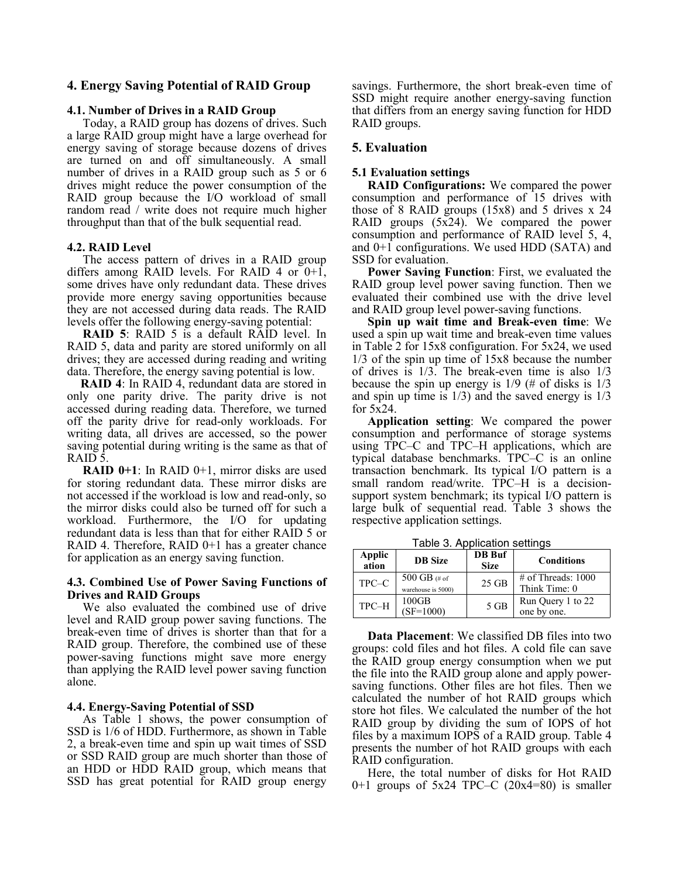## 4. Energy Saving Potential of RAID Group

### 4.1. Number of Drives in a RAID Group

Today, a RAID group has dozens of drives. Such a large RAID group might have a large overhead for energy saving of storage because dozens of drives are turned on and off simultaneously. A small number of drives in a RAID group such as 5 or 6 drives might reduce the power consumption of the RAID group because the I/O workload of small random read / write does not require much higher throughput than that of the bulk sequential read.

### 4.2. RAID Level

The access pattern of drives in a RAID group differs among RAID levels. For RAID 4 or 0+1, some drives have only redundant data. These drives provide more energy saving opportunities because they are not accessed during data reads. The RAID levels offer the following energy-saving potential:

**RAID 5**: RAID 5 is a default RAID level. In RAID 5, data and parity are stored uniformly on all drives; they are accessed during reading and writing data. Therefore, the energy saving potential is low.

**RAID 4**: In RAID 4, redundant data are stored in only one parity drive. The parity drive is not accessed during reading data. Therefore, we turned off the parity drive for read-only workloads. For writing data, all drives are accessed, so the power saving potential during writing is the same as that of RAID 5.

**RAID 0+1**: In RAID 0+1, mirror disks are used for storing redundant data. These mirror disks are not accessed if the workload is low and read-only, so the mirror disks could also be turned off for such a workload. Furthermore, the I/O for updating redundant data is less than that for either RAID 5 or RAID 4. Therefore, RAID 0+1 has a greater chance for application as an energy saving function.

### 4.3. Combined Use of Power Saving Functions of Drives and RAID Groups

We also evaluated the combined use of drive level and RAID group power saving functions. The break-even time of drives is shorter than that for a RAID group. Therefore, the combined use of these power-saving functions might save more energy than applying the RAID level power saving function alone.

### 4.4. Energy-Saving Potential of SSD

As Table 1 shows, the power consumption of SSD is 1/6 of HDD. Furthermore, as shown in Table 2, a break-even time and spin up wait times of SSD or SSD RAID group are much shorter than those of an HDD or HDD RAID group, which means that SSD has great potential for RAID group energy savings. Furthermore, the short break-even time of SSD might require another energy-saving function that differs from an energy saving function for HDD RAID groups.

## 5. Evaluation

### 5.1 Evaluation settings

**RAID Configurations:** We compared the power consumption and performance of 15 drives with those of 8 RAID groups (15x8) and 5 drives x 24 RAID groups (5x24). We compared the power consumption and performance of RAID level 5, 4, and 0+1 configurations. We used HDD (SATA) and SSD for evaluation.

**Power Saving Function**: First, we evaluated the RAID group level power saving function. Then we evaluated their combined use with the drive level and RAID group level power-saving functions.

**Spin up wait time and Break-even time**: We used a spin up wait time and break-even time values in Table 2 for 15x8 configuration. For 5x24, we used 1/3 of the spin up time of 15x8 because the number of drives is 1/3. The break-even time is also 1/3 because the spin up energy is 1/9 (# of disks is 1/3 and spin up time is 1/3) and the saved energy is 1/3 for 5x24.

**Application setting**: We compared the power consumption and performance of storage systems using TPC–C and TPC–H applications, which are typical database benchmarks. TPC–C is an online transaction benchmark. Its typical I/O pattern is a small random read/write. TPC–H is a decision-support system benchmark; its typical I/O pattern is large bulk of sequential read. Table 3 shows the respective application settings.

Table 3. Application settings

| Application | DB Size | DB Buf Size | Conditions |
|---|---|---|---|
| TPC–C | 500 GB (# of warehouse is 5000) | 25 GB | # of Threads: 1000 Think Time: 0 |
| TPC–H | 100GB (SF=1000) | 5 GB | Run Query 1 to 22 one by one. |

**Data Placement**: We classified DB files into two groups: cold files and hot files. A cold file can save the RAID group energy consumption when we put the file into the RAID group alone and apply power-saving functions. Other files are hot files. Then we calculated the number of hot RAID groups which store hot files. We calculated the number of the hot RAID group by dividing the sum of IOPS of hot files by a maximum IOPS of a RAID group. Table 4 presents the number of hot RAID groups with each RAID configuration.

Here, the total number of disks for Hot RAID 0+1 groups of 5x24 TPC–C (20x4=80) is smaller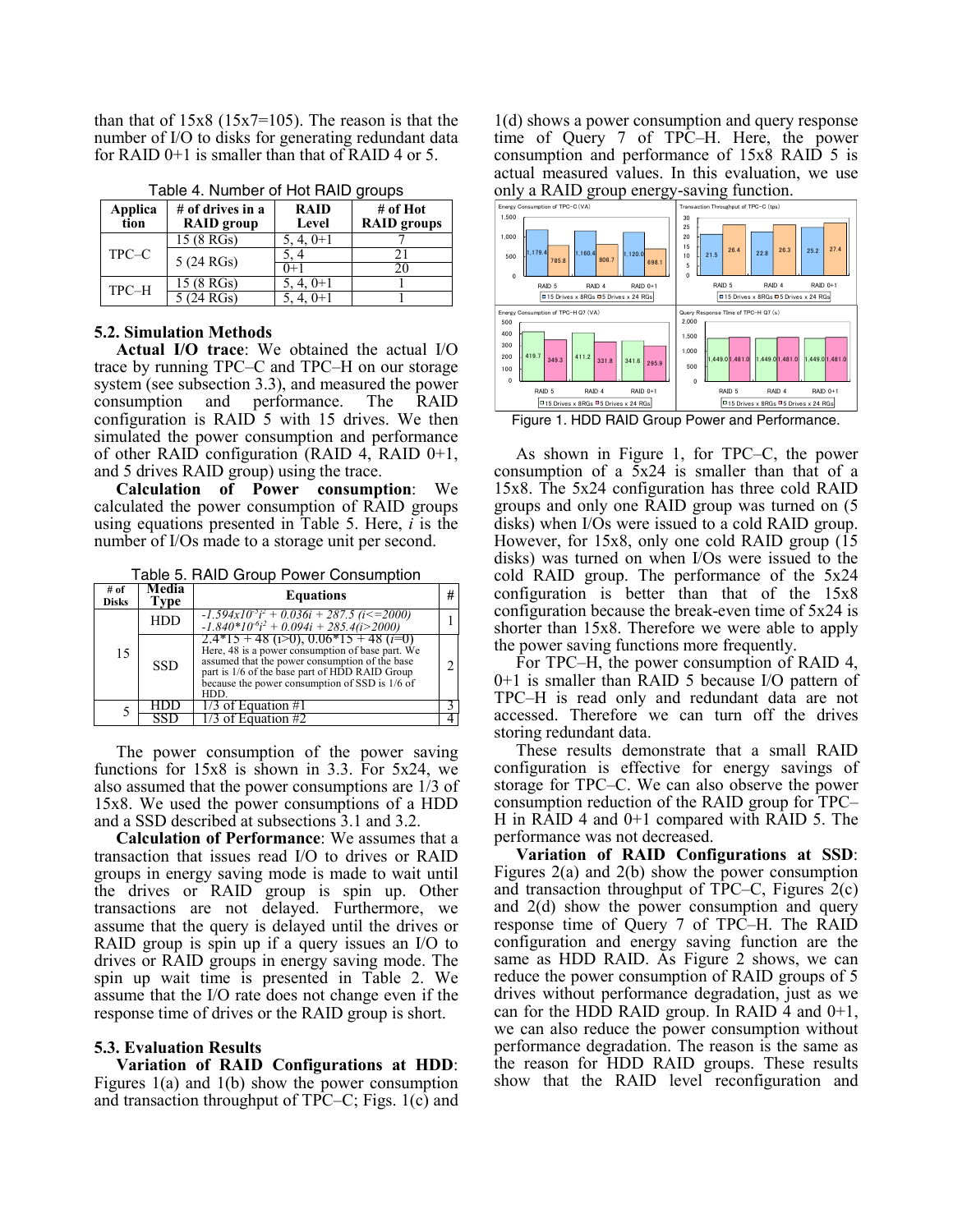than that of 15x8 (15x7=105). The reason is that the number of I/O to disks for generating redundant data for RAID 0+1 is smaller than that of RAID 4 or 5.

Table 4. Number of Hot RAID groups

| Application | # of drives in a RAID group | RAID Level | # of Hot RAID groups |
|---|---|---|---|
| TPC–C | 15 (8 RGs) | 5, 4, 0+1 | 7 |
| | 5 (24 RGs) | 5, 4 | 21 |
| | | 0+1 | 20 |
| TPC–H | 15 (8 RGs) | 5, 4, 0+1 | 1 |
| | 5 (24 RGs) | 5, 4, 0+1 | 1 |

### 5.2. Simulation Methods

**Actual I/O trace**: We obtained the actual I/O trace by running TPC–C and TPC–H on our storage system (see subsection 3.3), and measured the power consumption and performance. The RAID configuration is RAID 5 with 15 drives. We then simulated the power consumption and performance of other RAID configuration (RAID 4, RAID 0+1, and 5 drives RAID group) using the trace.

**Calculation of Power consumption**: We calculated the power consumption of RAID groups using equations presented in Table 5. Here, *i* is the number of I/Os made to a storage unit per second.

Table 5. RAID Group Power Consumption

| # of Disks | Media Type | Equations | # |
|---|---|---|---|
| 15 | HDD | $-1.594x10^{-5}i^2 + 0.036i + 287.5$ $(i<=2000)$ <br> $-1.840*10^{-6}i^2 + 0.094i + 285.4 (i>2000)$ | 1 |
| | SSD | $2.4*15 + 48$ $(i>0)$, $0.06*15 + 48$ $(i=0)$ <br> Here, 48 is a power consumption of base part. We assumed that the power consumption of the base part is 1/6 of the base part of HDD RAID Group because the power consumption of SSD is 1/6 of HDD. | 2 |
| 5 | HDD | 1/3 of Equation #1 | 3 |
| | SSD | 1/3 of Equation #2 | 4 |

The power consumption of the power saving functions for 15x8 is shown in 3.3. For 5x24, we also assumed that the power consumptions are 1/3 of 15x8. We used the power consumptions of a HDD and a SSD described at subsections 3.1 and 3.2.

**Calculation of Performance**: We assumes that a transaction that issues read I/O to drives or RAID groups in energy saving mode is made to wait until the drives or RAID group is spin up. Other transactions are not delayed. Furthermore, we assume that the query is delayed until the drives or RAID group is spin up if a query issues an I/O to drives or RAID groups in energy saving mode. The spin up wait time is presented in Table 2. We assume that the I/O rate does not change even if the response time of drives or the RAID group is short.

### 5.3. Evaluation Results

**Variation of RAID Configurations at HDD**: Figures 1(a) and 1(b) show the power consumption and transaction throughput of TPC–C; Figs. 1(c) and 1(d) shows a power consumption and query response time of Query 7 of TPC–H. Here, the power consumption and performance of 15x8 RAID 5 is actual measured values. In this evaluation, we use only a RAID group energy-saving function.

Figure 1. HDD RAID Group Power and Performance.

As shown in Figure 1, for TPC–C, the power consumption of a 5x24 is smaller than that of a 15x8. The 5x24 configuration has three cold RAID groups and only one RAID group was turned on (5 disks) when I/Os were issued to a cold RAID group. However, for 15x8, only one cold RAID group (15 disks) was turned on when I/Os were issued to the cold RAID group. The performance of the 5x24 configuration is better than that of the 15x8 configuration because the break-even time of 5x24 is shorter than 15x8. Therefore we were able to apply the power saving functions more frequently.

For TPC–H, the power consumption of RAID 4, 0+1 is smaller than RAID 5 because I/O pattern of TPC–H is read only and redundant data are not accessed. Therefore we can turn off the drives storing redundant data.

These results demonstrate that a small RAID configuration is effective for energy savings of storage for TPC–C. We can also observe the power consumption reduction of the RAID group for TPC–H in RAID 4 and 0+1 compared with RAID 5. The performance was not decreased.

**Variation of RAID Configurations at SSD**: Figures 2(a) and 2(b) show the power consumption and transaction throughput of TPC–C, Figures 2(c) and 2(d) show the power consumption and query response time of Query 7 of TPC–H. The RAID configuration and energy saving function are the same as HDD RAID. As Figure 2 shows, we can reduce the power consumption of RAID groups of 5 drives without performance degradation, just as we can for the HDD RAID group. In RAID 4 and 0+1, we can also reduce the power consumption without performance degradation. The reason is the same as the reason for HDD RAID groups. These results show that the RAID level reconfiguration and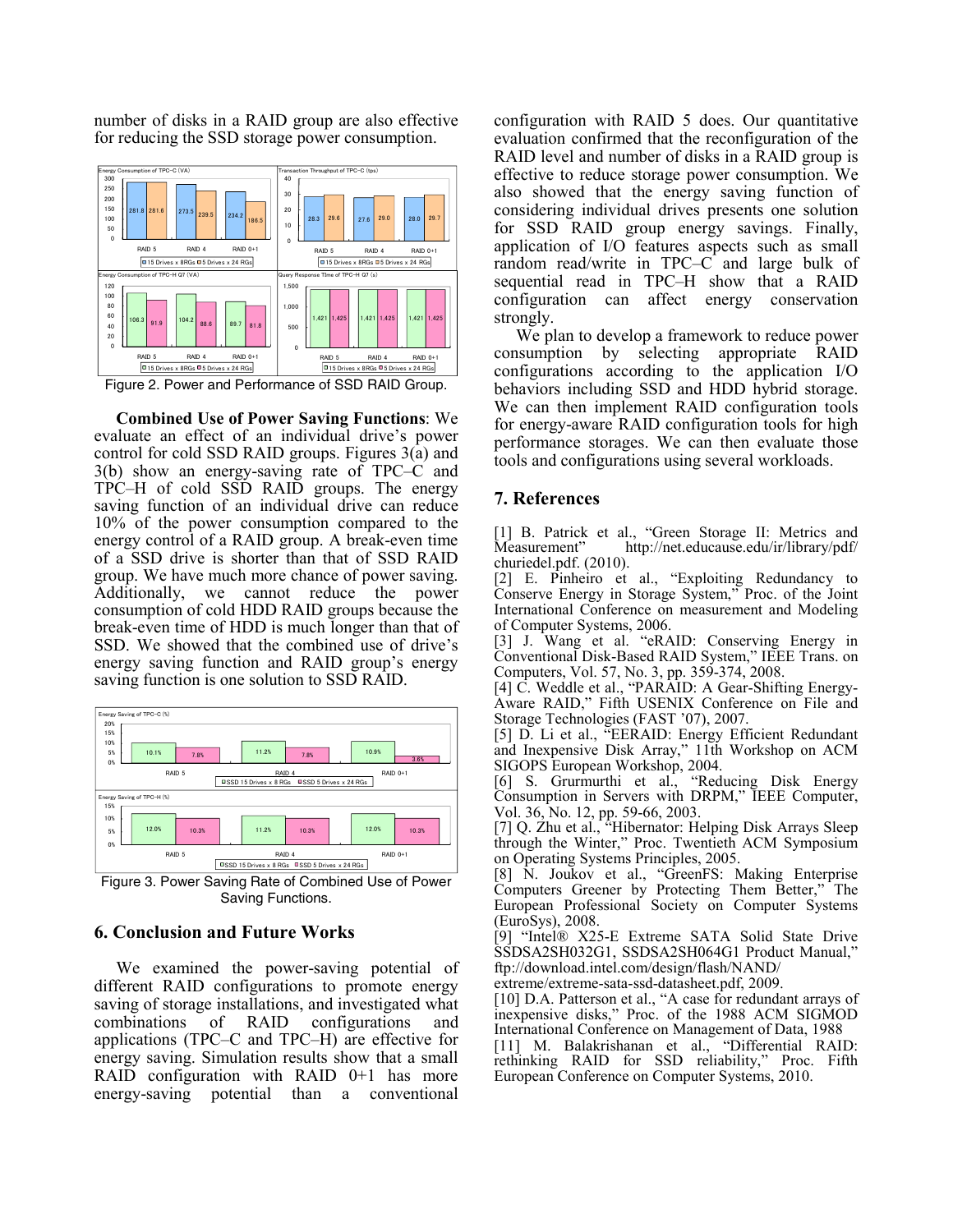number of disks in a RAID group are also effective for reducing the SSD storage power consumption.

Energy Consumption of TPC-C (VA)
300
250
200
150
100
50
0
281.8 281.6
273.5 239.5
234.2 186.5
RAID 5
RAID 4
RAID 0+1
15 Drives x 8RGs 5 Drives x 24 RGs

Transaction Throughput of TPC-C (tps)
40
30
20
10
0
28.3 29.6
27.6 29.0
28.0 29.7
RAID 5
RAID 4
RAID 0+1
15 Drives x 8RGs 5 Drives x 24 RGs

Energy Consumption of TPC-H Q7 (VA)
120
100
80
60
40
20
0
106.3 91.9
104.2 88.6
89.7 81.8
RAID 5
RAID 4
RAID 0+1
15 Drives x 8RGs 5 Drives x 24 RGs

Query Response Time of TPC-H Q7 (s)
1,500
1,000
500
0
1,421 1,425
1,421 1,425
1,421 1,425
RAID 5
RAID 4
RAID 0+1
15 Drives x 8RGs 5 Drives x 24 RGs

Figure 2. Power and Performance of SSD RAID Group.

**Combined Use of Power Saving Functions**: We evaluate an effect of an individual drive's power control for cold SSD RAID groups. Figures 3(a) and 3(b) show an energy-saving rate of TPC–C and TPC–H of cold SSD RAID groups. The energy saving function of an individual drive can reduce 10% of the power consumption compared to the energy control of a RAID group. A break-even time of a SSD drive is shorter than that of SSD RAID group. We have much more chance of power saving. Additionally, we cannot reduce the power consumption of cold HDD RAID groups because the break-even time of HDD is much longer than that of SSD. We showed that the combined use of drive's energy saving function and RAID group's energy saving function is one solution to SSD RAID.

Energy Saving of TPC-C (%)
20%
15%
10%
5%
0%
10.1% 7.8%
11.2% 7.8%
10.9% 3.6%
RAID 5
RAID 4
RAID 0+1
SSD 15 Drives x 8 RGs SSD 5 Drives x 24 RGs

Energy Saving of TPC-H (%)
15%
10%
5%
0%
12.0% 10.3%
11.2% 10.3%
12.0% 10.3%
RAID 5
RAID 4
RAID 0+1
SSD 15 Drives x 8 RGs SSD 5 Drives x 24 RGs

Figure 3. Power Saving Rate of Combined Use of Power Saving Functions.

## 6. Conclusion and Future Works

We examined the power-saving potential of different RAID configurations to promote energy saving of storage installations, and investigated what combinations of RAID configurations and applications (TPC–C and TPC–H) are effective for energy saving. Simulation results show that a small RAID configuration with RAID 0+1 has more energy-saving potential than a conventional configuration with RAID 5 does. Our quantitative evaluation confirmed that the reconfiguration of the RAID level and number of disks in a RAID group is effective to reduce storage power consumption. We also showed that the energy saving function of considering individual drives presents one solution for SSD RAID group energy savings. Finally, application of I/O features aspects such as small random read/write in TPC–C and large bulk of sequential read in TPC–H show that a RAID configuration can affect energy conservation strongly.

We plan to develop a framework to reduce power consumption by selecting appropriate RAID configurations according to the application I/O behaviors including SSD and HDD hybrid storage. We can then implement RAID configuration tools for energy-aware RAID configuration tools for high performance storages. We can then evaluate those tools and configurations using several workloads.

## 7. References

[1] B. Patrick et al., "Green Storage II: Metrics and Measurement" http://net.educause.edu/ir/library/pdf/churiedel.pdf. (2010).

[2] E. Pinheiro et al., "Exploiting Redundancy to Conserve Energy in Storage System," Proc. of the Joint International Conference on measurement and Modeling of Computer Systems, 2006.

[3] J. Wang et al. "eRAID: Conserving Energy in Conventional Disk-Based RAID System," IEEE Trans. on Computers, Vol. 57, No. 3, pp. 359-374, 2008.

[4] C. Weddle et al., "PARAID: A Gear-Shifting Energy-Aware RAID," Fifth USENIX Conference on File and Storage Technologies (FAST '07), 2007.

[5] D. Li et al., "EERAID: Energy Efficient Redundant and Inexpensive Disk Array," 11th Workshop on ACM SIGOPS European Workshop, 2004.

[6] S. Grurmurthi et al., "Reducing Disk Energy Consumption in Servers with DRPM," IEEE Computer, Vol. 36, No. 12, pp. 59-66, 2003.

[7] Q. Zhu et al., "Hibernator: Helping Disk Arrays Sleep through the Winter," Proc. Twentieth ACM Symposium on Operating Systems Principles, 2005.

[8] N. Joukov et al., "GreenFS: Making Enterprise Computers Greener by Protecting Them Better," The European Professional Society on Computer Systems (EuroSys), 2008.

[9] "Intel® X25-E Extreme SATA Solid State Drive SSDSA2SH032G1, SSDSA2SH064G1 Product Manual," ftp://download.intel.com/design/flash/NAND/extreme/extreme-sata-ssd-datasheet.pdf, 2009.

[10] D.A. Patterson et al., "A case for redundant arrays of inexpensive disks," Proc. of the 1988 ACM SIGMOD International Conference on Management of Data, 1988

[11] M. Balakrishanan et al., "Differential RAID: rethinking RAID for SSD reliability," Proc. Fifth European Conference on Computer Systems, 2010.